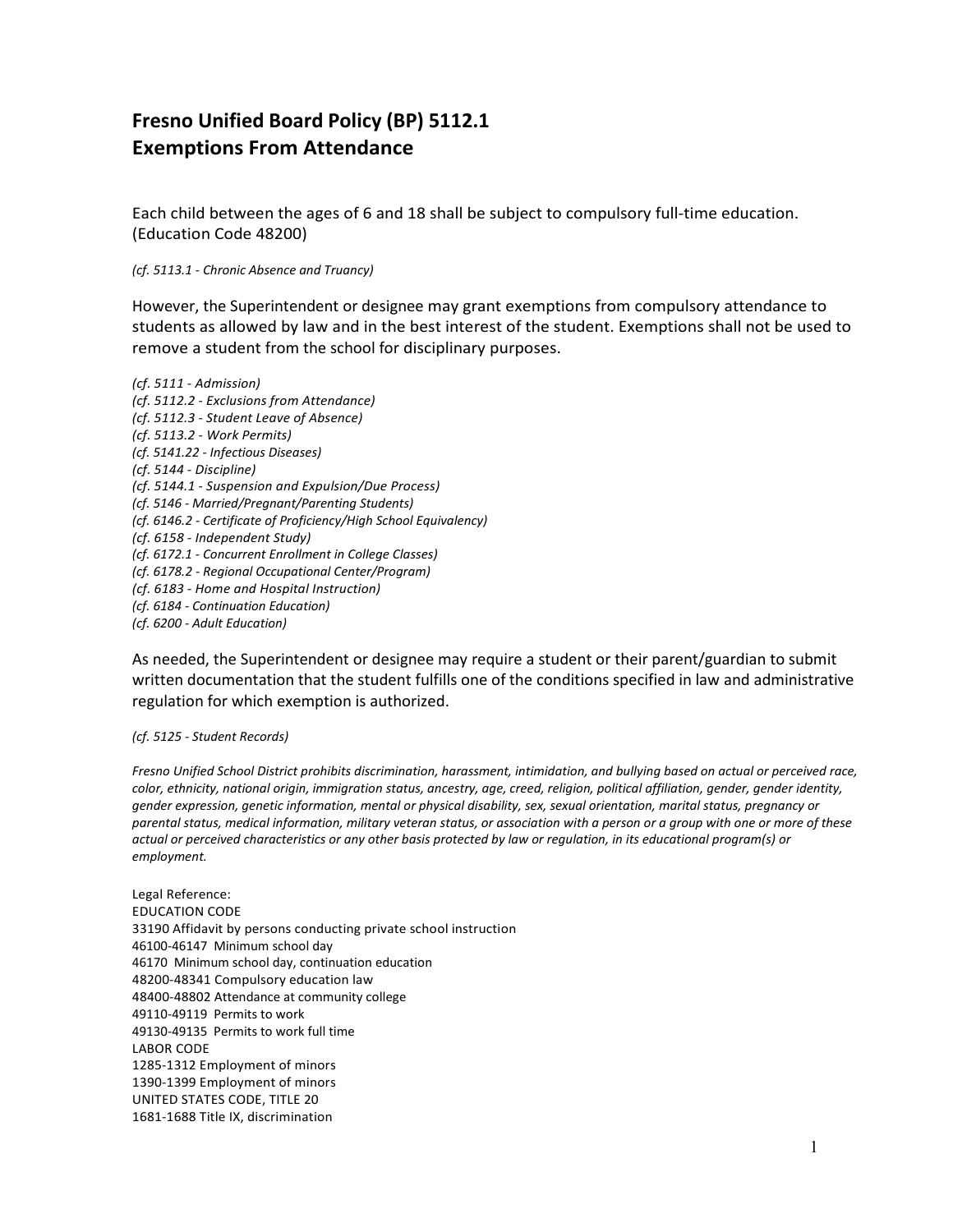# Fresno Unified Board Policy (BP) 5112.1
# Exemptions From Attendance

Each child between the ages of 6 and 18 shall be subject to compulsory full-time education. (Education Code 48200)

*(cf. 5113.1 - Chronic Absence and Truancy)*

However, the Superintendent or designee may grant exemptions from compulsory attendance to students as allowed by law and in the best interest of the student. Exemptions shall not be used to remove a student from the school for disciplinary purposes.

*(cf. 5111 - Admission)*
*(cf. 5112.2 - Exclusions from Attendance)*
*(cf. 5112.3 - Student Leave of Absence)*
*(cf. 5113.2 - Work Permits)*
*(cf. 5141.22 - Infectious Diseases)*
*(cf. 5144 - Discipline)*
*(cf. 5144.1 - Suspension and Expulsion/Due Process)*
*(cf. 5146 - Married/Pregnant/Parenting Students)*
*(cf. 6146.2 - Certificate of Proficiency/High School Equivalency)*
*(cf. 6158 - Independent Study)*
*(cf. 6172.1 - Concurrent Enrollment in College Classes)*
*(cf. 6178.2 - Regional Occupational Center/Program)*
*(cf. 6183 - Home and Hospital Instruction)*
*(cf. 6184 - Continuation Education)*
*(cf. 6200 - Adult Education)*

As needed, the Superintendent or designee may require a student or their parent/guardian to submit written documentation that the student fulfills one of the conditions specified in law and administrative regulation for which exemption is authorized.

*(cf. 5125 - Student Records)*

*Fresno Unified School District prohibits discrimination, harassment, intimidation, and bullying based on actual or perceived race, color, ethnicity, national origin, immigration status, ancestry, age, creed, religion, political affiliation, gender, gender identity, gender expression, genetic information, mental or physical disability, sex, sexual orientation, marital status, pregnancy or parental status, medical information, military veteran status, or association with a person or a group with one or more of these actual or perceived characteristics or any other basis protected by law or regulation, in its educational program(s) or employment.*

Legal Reference:
EDUCATION CODE
33190 Affidavit by persons conducting private school instruction
46100-46147 Minimum school day
46170 Minimum school day, continuation education
48200-48341 Compulsory education law
48400-48802 Attendance at community college
49110-49119 Permits to work
49130-49135 Permits to work full time
LABOR CODE
1285-1312 Employment of minors
1390-1399 Employment of minors
UNITED STATES CODE, TITLE 20
1681-1688 Title IX, discrimination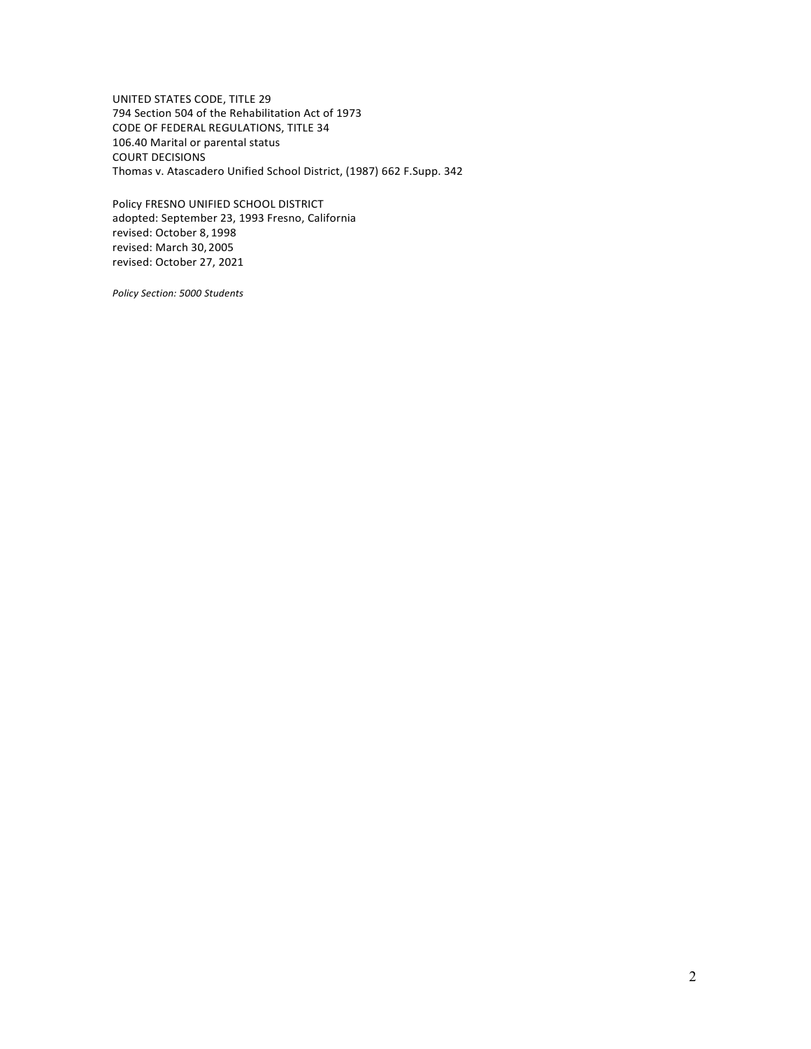UNITED STATES CODE, TITLE 29
794 Section 504 of the Rehabilitation Act of 1973
CODE OF FEDERAL REGULATIONS, TITLE 34
106.40 Marital or parental status
COURT DECISIONS
Thomas v. Atascadero Unified School District, (1987) 662 F.Supp. 342

Policy FRESNO UNIFIED SCHOOL DISTRICT
adopted: September 23, 1993 Fresno, California
revised: October 8, 1998
revised: March 30, 2005
revised: October 27, 2021

*Policy Section: 5000 Students*